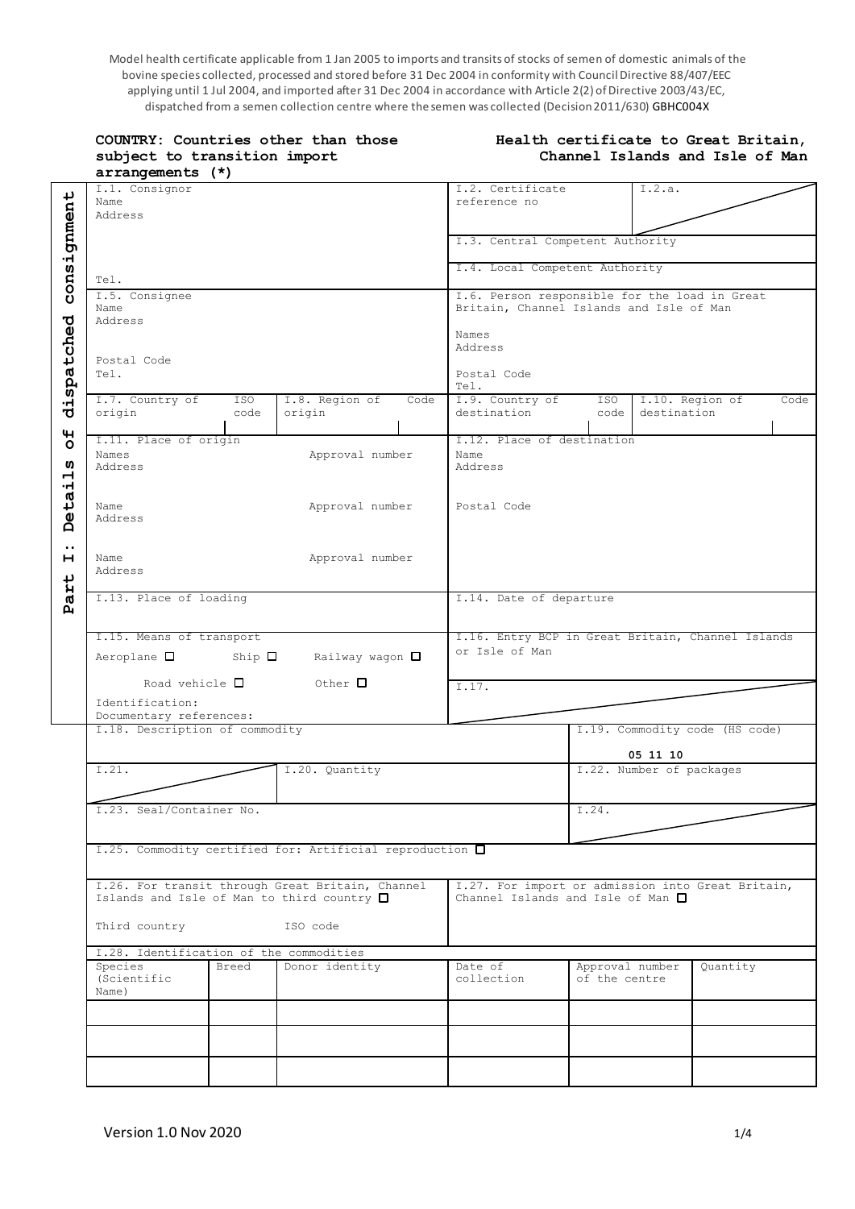Model health certificate applicable from 1 Jan 2005 to imports and transits of stocks of semen of domestic animals of the bovine species collected, processed and stored before 31 Dec 2004 in conformity with Council Directive 88/407/EEC applying until 1 Jul 2004, and imported after 31 Dec 2004 in accordance with Article 2(2) of Directive 2003/43/EC, dispatched from a semen collection centre where the semen was collected (Decision 2011/630) GBHC004X

**COUNTRY: Countries other than those subject to transition import arrangements (*)**

**Health certificate to Great Britain, Channel Islands and Isle of Man**

**Part I: Details of dispatched consignment**

| | |
|---|---|
| I.1. Consignor<br>Name<br>Address<br><br>Tel. | I.2. Certificate reference no — I.2.a.<br><br>I.3. Central Competent Authority<br><br>I.4. Local Competent Authority |
| I.5. Consignee<br>Name<br>Address<br><br>Postal Code<br>Tel. | I.6. Person responsible for the load in Great Britain, Channel Islands and Isle of Man<br>Names<br>Address<br><br>Postal Code<br>Tel. |
| I.7. Country of origin — ISO code — I.8. Region of origin — Code | I.9. Country of destination — ISO code — I.10. Region of destination — Code |
| I.11. Place of origin<br>Names — Approval number<br>Address<br><br>Name — Approval number<br>Address<br><br>Name — Approval number<br>Address | I.12. Place of destination<br>Name<br>Address<br><br>Postal Code |
| I.13. Place of loading | I.14. Date of departure |
| I.15. Means of transport<br>Aeroplane ☐ Ship ☐ Railway wagon ☐<br>Road vehicle ☐ Other ☐<br>Identification:<br>Documentary references: | I.16. Entry BCP in Great Britain, Channel Islands or Isle of Man<br><br>I.17. |
| I.18. Description of commodity | I.19. Commodity code (HS code)<br>**05 11 10** |
| I.21. — I.20. Quantity | I.22. Number of packages |
| I.23. Seal/Container No. | I.24. |
| I.25. Commodity certified for: Artificial reproduction ☐ | |
| I.26. For transit through Great Britain, Channel Islands and Isle of Man to third country ☐<br>Third country — ISO code | I.27. For import or admission into Great Britain, Channel Islands and Isle of Man ☐ |

I.28. Identification of the commodities

| Species (Scientific Name) | Breed | Donor identity | Date of collection | Approval number of the centre | Quantity |
|---|---|---|---|---|---|
| | | | | | |
| | | | | | |
| | | | | | |

Version 1.0 Nov 2020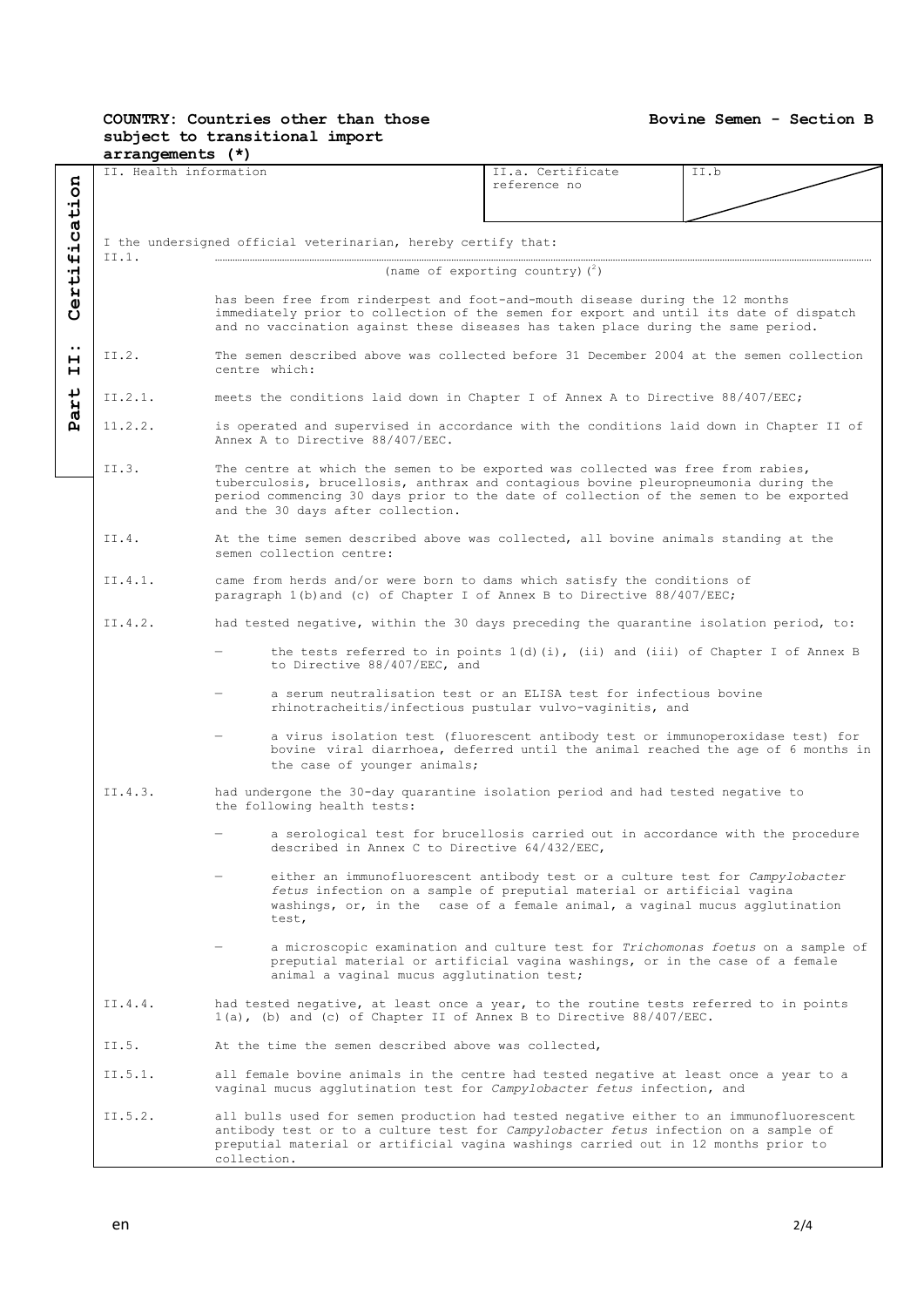**COUNTRY: Countries other than those subject to transitional import arrangements (*)**

**Bovine Semen - Section B**

**Part II: Certification**

| II. Health information | II.a. Certificate reference no | II.b |
|---|---|---|

I the undersigned official veterinarian, hereby certify that:

II.1. ............................................................................................................
(name of exporting country) [2]

has been free from rinderpest and foot-and-mouth disease during the 12 months immediately prior to collection of the semen for export and until its date of dispatch and no vaccination against these diseases has taken place during the same period.

II.2. The semen described above was collected before 31 December 2004 at the semen collection centre which:

II.2.1. meets the conditions laid down in Chapter I of Annex A to Directive 88/407/EEC;

11.2.2. is operated and supervised in accordance with the conditions laid down in Chapter II of Annex A to Directive 88/407/EEC.

II.3. The centre at which the semen to be exported was collected was free from rabies, tuberculosis, brucellosis, anthrax and contagious bovine pleuropneumonia during the period commencing 30 days prior to the date of collection of the semen to be exported and the 30 days after collection.

II.4. At the time semen described above was collected, all bovine animals standing at the semen collection centre:

II.4.1. came from herds and/or were born to dams which satisfy the conditions of paragraph 1(b)and (c) of Chapter I of Annex B to Directive 88/407/EEC;

II.4.2. had tested negative, within the 30 days preceding the quarantine isolation period, to:

- the tests referred to in points 1(d)(i), (ii) and (iii) of Chapter I of Annex B to Directive 88/407/EEC, and
- a serum neutralisation test or an ELISA test for infectious bovine rhinotracheitis/infectious pustular vulvo-vaginitis, and
- a virus isolation test (fluorescent antibody test or immunoperoxidase test) for bovine viral diarrhoea, deferred until the animal reached the age of 6 months in the case of younger animals;

II.4.3. had undergone the 30-day quarantine isolation period and had tested negative to the following health tests:

- a serological test for brucellosis carried out in accordance with the procedure described in Annex C to Directive 64/432/EEC,
- either an immunofluorescent antibody test or a culture test for *Campylobacter fetus* infection on a sample of preputial material or artificial vagina washings, or, in the case of a female animal, a vaginal mucus agglutination test,
- a microscopic examination and culture test for *Trichomonas foetus* on a sample of preputial material or artificial vagina washings, or in the case of a female animal a vaginal mucus agglutination test;

II.4.4. had tested negative, at least once a year, to the routine tests referred to in points 1(a), (b) and (c) of Chapter II of Annex B to Directive 88/407/EEC.

II.5. At the time the semen described above was collected,

II.5.1. all female bovine animals in the centre had tested negative at least once a year to a vaginal mucus agglutination test for *Campylobacter fetus* infection, and

II.5.2. all bulls used for semen production had tested negative either to an immunofluorescent antibody test or to a culture test for *Campylobacter fetus* infection on a sample of preputial material or artificial vagina washings carried out in 12 months prior to collection.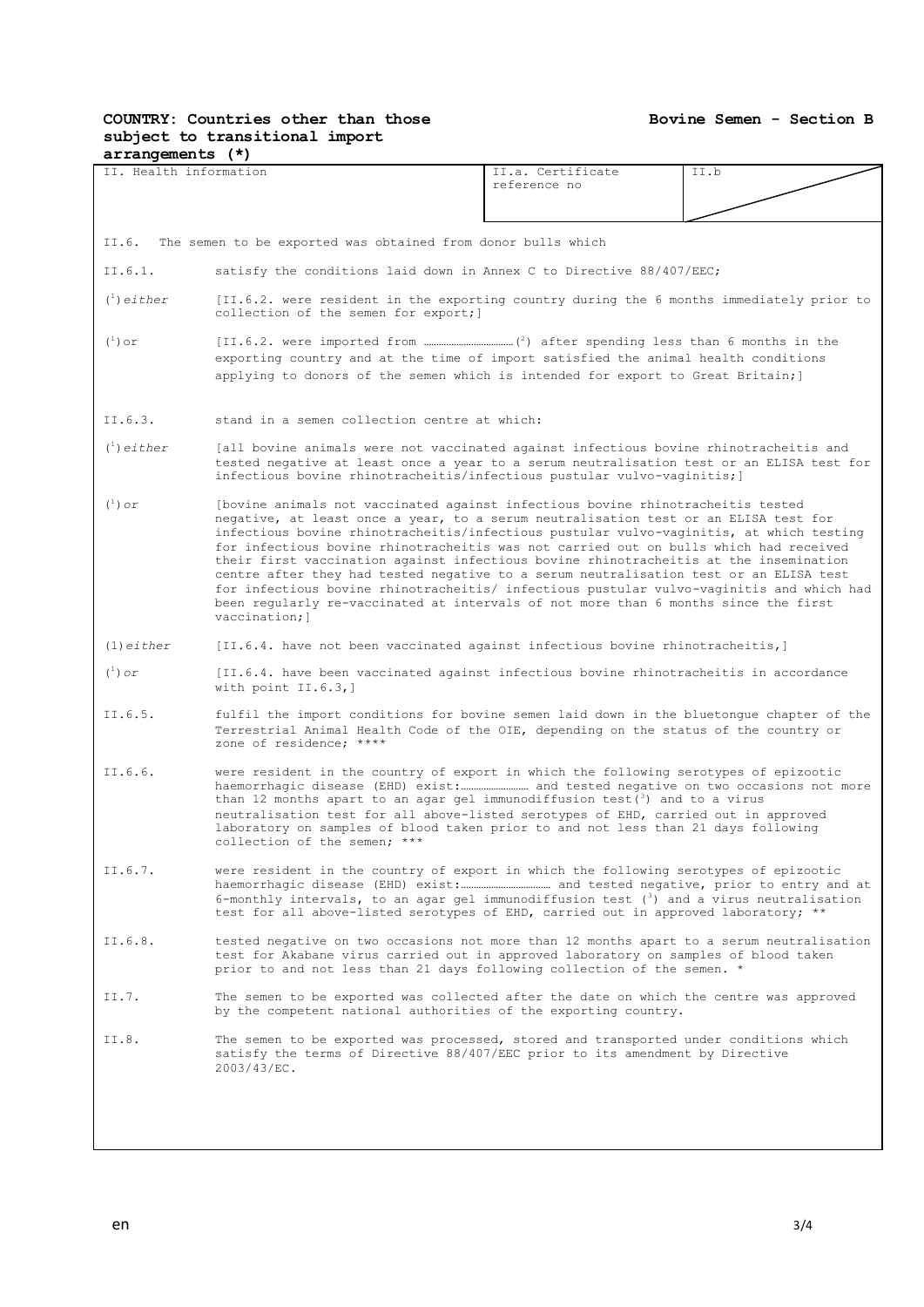**COUNTRY: Countries other than those subject to transitional import arrangements (*)**

**Bovine Semen - Section B**

| II. Health information | II.a. Certificate reference no | II.b |
|---|---|---|

II.6. The semen to be exported was obtained from donor bulls which

II.6.1. satisfy the conditions laid down in Annex C to Directive 88/407/EEC;

(1) *either* [II.6.2. were resident in the exporting country during the 6 months immediately prior to collection of the semen for export;]

(1) or [II.6.2. were imported from ……………………………(2) after spending less than 6 months in the exporting country and at the time of import satisfied the animal health conditions applying to donors of the semen which is intended for export to Great Britain;]

II.6.3. stand in a semen collection centre at which:

(1) *either* [all bovine animals were not vaccinated against infectious bovine rhinotracheitis and tested negative at least once a year to a serum neutralisation test or an ELISA test for infectious bovine rhinotracheitis/infectious pustular vulvo-vaginitis;]

(1) *or* [bovine animals not vaccinated against infectious bovine rhinotracheitis tested negative, at least once a year, to a serum neutralisation test or an ELISA test for infectious bovine rhinotracheitis/infectious pustular vulvo-vaginitis, at which testing for infectious bovine rhinotracheitis was not carried out on bulls which had received their first vaccination against infectious bovine rhinotracheitis at the insemination centre after they had tested negative to a serum neutralisation test or an ELISA test for infectious bovine rhinotracheitis/ infectious pustular vulvo-vaginitis and which had been regularly re-vaccinated at intervals of not more than 6 months since the first vaccination;]

(1) *either* [II.6.4. have not been vaccinated against infectious bovine rhinotracheitis,]

(1) *or* [II.6.4. have been vaccinated against infectious bovine rhinotracheitis in accordance with point II.6.3,]

II.6.5. fulfil the import conditions for bovine semen laid down in the bluetongue chapter of the Terrestrial Animal Health Code of the OIE, depending on the status of the country or zone of residence; ****

II.6.6. were resident in the country of export in which the following serotypes of epizootic haemorrhagic disease (EHD) exist:……………………… and tested negative on two occasions not more than 12 months apart to an agar gel immunodiffusion test(3) and to a virus neutralisation test for all above-listed serotypes of EHD, carried out in approved laboratory on samples of blood taken prior to and not less than 21 days following collection of the semen; ***

II.6.7. were resident in the country of export in which the following serotypes of epizootic haemorrhagic disease (EHD) exist:……………………………… and tested negative, prior to entry and at 6-monthly intervals, to an agar gel immunodiffusion test (3) and a virus neutralisation test for all above-listed serotypes of EHD, carried out in approved laboratory; **

II.6.8. tested negative on two occasions not more than 12 months apart to a serum neutralisation test for Akabane virus carried out in approved laboratory on samples of blood taken prior to and not less than 21 days following collection of the semen. *

II.7. The semen to be exported was collected after the date on which the centre was approved by the competent national authorities of the exporting country.

II.8. The semen to be exported was processed, stored and transported under conditions which satisfy the terms of Directive 88/407/EEC prior to its amendment by Directive 2003/43/EC.

en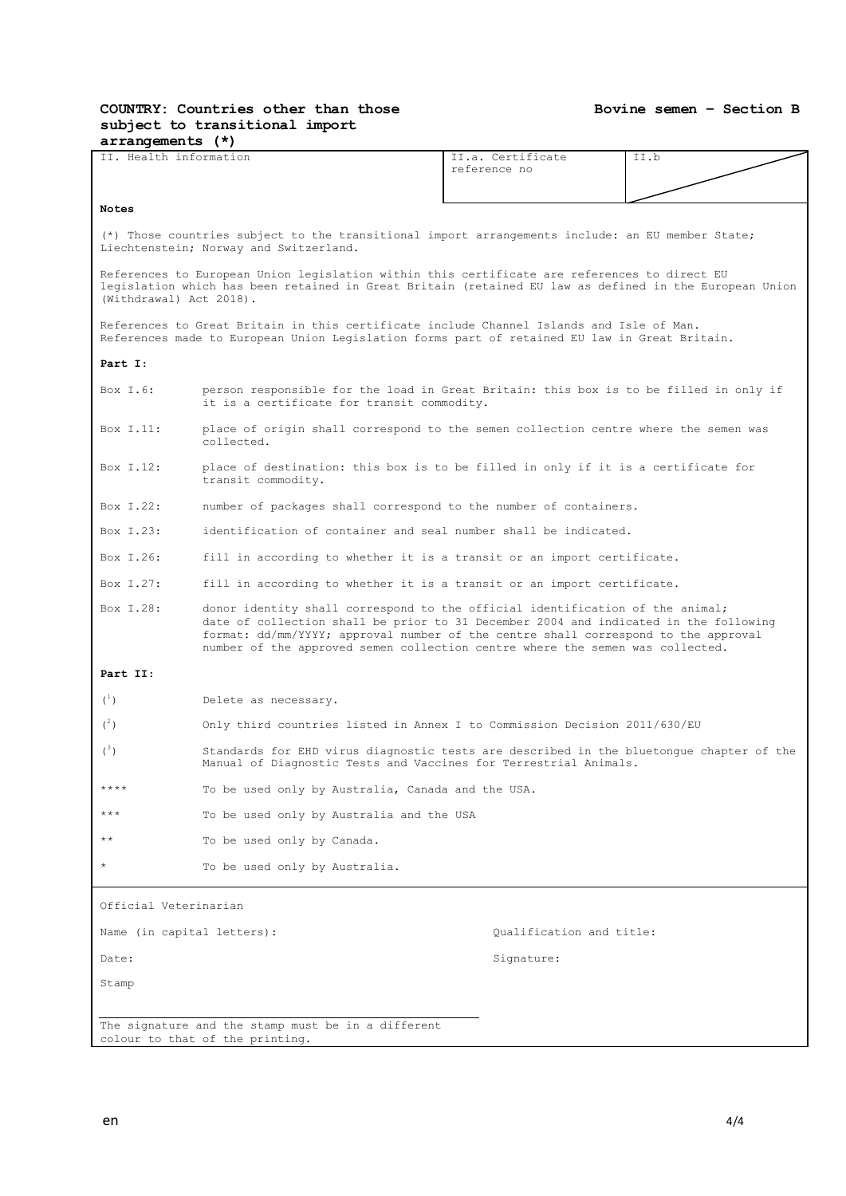**COUNTRY: Countries other than those subject to transitional import arrangements (*)**

**Bovine semen – Section B**

| II. Health information | II.a. Certificate reference no | II.b |
|---|---|---|

**Notes**

(*) Those countries subject to the transitional import arrangements include: an EU member State; Liechtenstein; Norway and Switzerland.

References to European Union legislation within this certificate are references to direct EU legislation which has been retained in Great Britain (retained EU law as defined in the European Union (Withdrawal) Act 2018).

References to Great Britain in this certificate include Channel Islands and Isle of Man. References made to European Union Legislation forms part of retained EU law in Great Britain.

**Part I:**

| | |
|---|---|
| Box I.6: | person responsible for the load in Great Britain: this box is to be filled in only if it is a certificate for transit commodity. |
| Box I.11: | place of origin shall correspond to the semen collection centre where the semen was collected. |
| Box I.12: | place of destination: this box is to be filled in only if it is a certificate for transit commodity. |
| Box I.22: | number of packages shall correspond to the number of containers. |
| Box I.23: | identification of container and seal number shall be indicated. |
| Box I.26: | fill in according to whether it is a transit or an import certificate. |
| Box I.27: | fill in according to whether it is a transit or an import certificate. |
| Box I.28: | donor identity shall correspond to the official identification of the animal; date of collection shall be prior to 31 December 2004 and indicated in the following format: dd/mm/YYYY; approval number of the centre shall correspond to the approval number of the approved semen collection centre where the semen was collected. |

**Part II:**

| | |
|---|---|
| (1) | Delete as necessary. |
| (2) | Only third countries listed in Annex I to Commission Decision 2011/630/EU |
| (3) | Standards for EHD virus diagnostic tests are described in the bluetongue chapter of the Manual of Diagnostic Tests and Vaccines for Terrestrial Animals. |
| **** | To be used only by Australia, Canada and the USA. |
| *** | To be used only by Australia and the USA |
| ** | To be used only by Canada. |
| * | To be used only by Australia. |

Official Veterinarian

Name (in capital letters): Qualification and title:

Date: Signature:

Stamp

The signature and the stamp must be in a different colour to that of the printing.